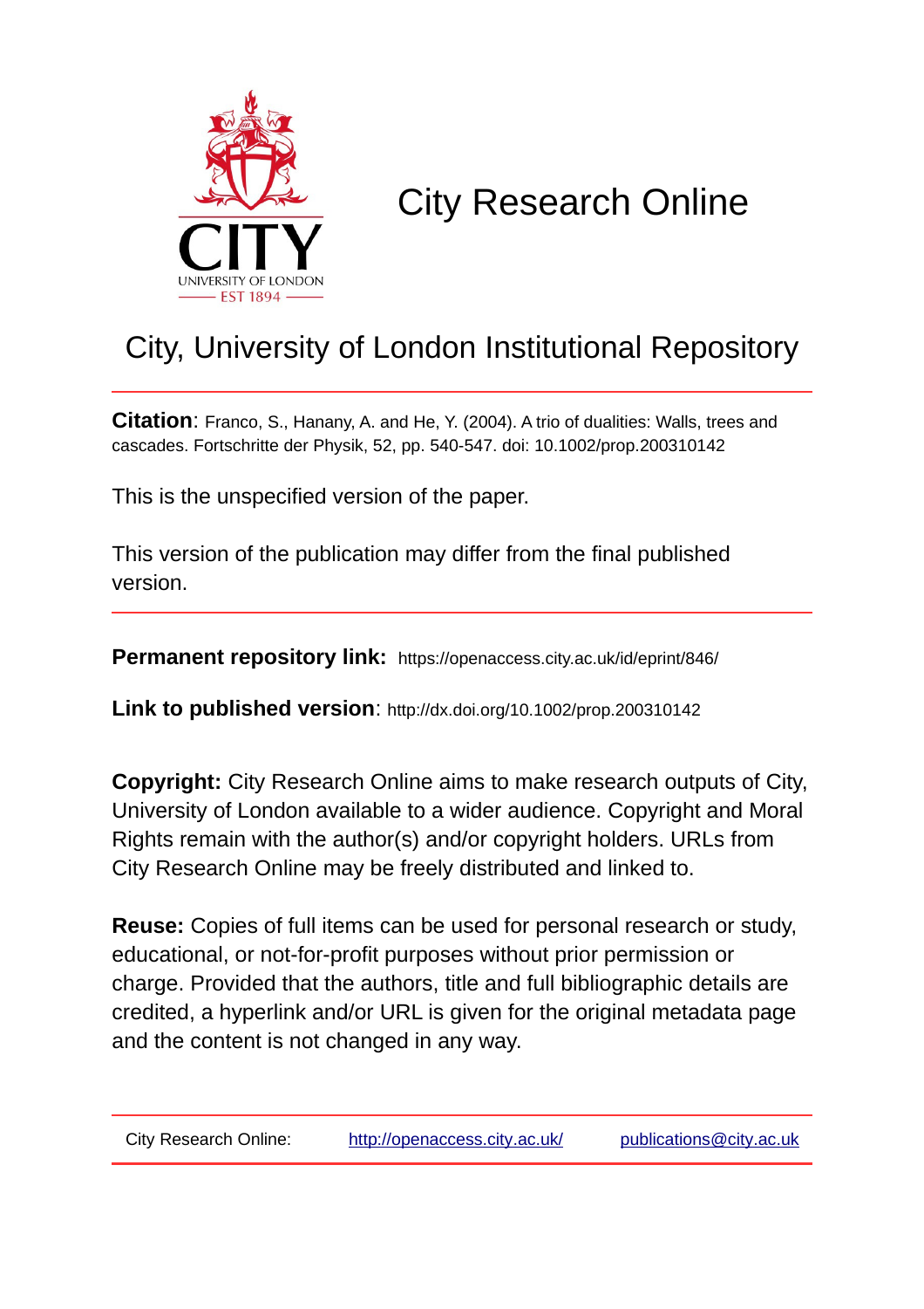# City Research Online

## City, University of London Institutional Repository

**Citation**: Franco, S., Hanany, A. and He, Y. (2004). A trio of dualities: Walls, trees and cascades. Fortschritte der Physik, 52, pp. 540-547. doi: 10.1002/prop.200310142

This is the unspecified version of the paper.

This version of the publication may differ from the final published version.

**Permanent repository link:** https://openaccess.city.ac.uk/id/eprint/846/

**Link to published version**: http://dx.doi.org/10.1002/prop.200310142

**Copyright:** City Research Online aims to make research outputs of City, University of London available to a wider audience. Copyright and Moral Rights remain with the author(s) and/or copyright holders. URLs from City Research Online may be freely distributed and linked to.

**Reuse:** Copies of full items can be used for personal research or study, educational, or not-for-profit purposes without prior permission or charge. Provided that the authors, title and full bibliographic details are credited, a hyperlink and/or URL is given for the original metadata page and the content is not changed in any way.

City Research Online: http://openaccess.city.ac.uk/ publications@city.ac.uk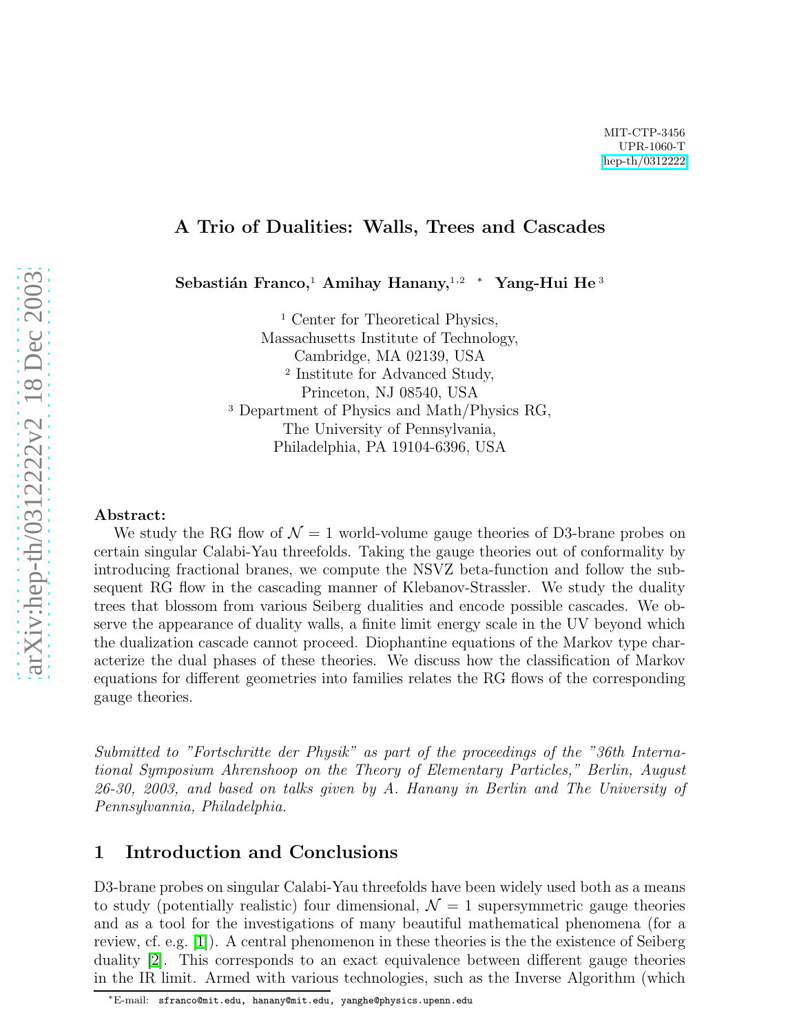MIT-CTP-3456
UPR-1060-T
hep-th/0312222

# A Trio of Dualities: Walls, Trees and Cascades

**Sebastián Franco,**[1] **Amihay Hanany,**[1,2] [*] **Yang-Hui He**[3]

[1] Center for Theoretical Physics,
Massachusetts Institute of Technology,
Cambridge, MA 02139, USA

[2] Institute for Advanced Study,
Princeton, NJ 08540, USA

[3] Department of Physics and Math/Physics RG,
The University of Pennsylvania,
Philadelphia, PA 19104-6396, USA

arXiv:hep-th/0312222v2 18 Dec 2003

**Abstract:**

We study the RG flow of $\mathcal{N}=1$ world-volume gauge theories of D3-brane probes on certain singular Calabi-Yau threefolds. Taking the gauge theories out of conformality by introducing fractional branes, we compute the NSVZ beta-function and follow the subsequent RG flow in the cascading manner of Klebanov-Strassler. We study the duality trees that blossom from various Seiberg dualities and encode possible cascades. We observe the appearance of duality walls, a finite limit energy scale in the UV beyond which the dualization cascade cannot proceed. Diophantine equations of the Markov type characterize the dual phases of these theories. We discuss how the classification of Markov equations for different geometries into families relates the RG flows of the corresponding gauge theories.

*Submitted to "Fortschritte der Physik" as part of the proceedings of the "36th International Symposium Ahrenshoop on the Theory of Elementary Particles," Berlin, August 26-30, 2003, and based on talks given by A. Hanany in Berlin and The University of Pennsylvannia, Philadelphia.*

## 1 Introduction and Conclusions

D3-brane probes on singular Calabi-Yau threefolds have been widely used both as a means to study (potentially realistic) four dimensional, $\mathcal{N}=1$ supersymmetric gauge theories and as a tool for the investigations of many beautiful mathematical phenomena (for a review, cf. e.g. [1]). A central phenomenon in these theories is the the existence of Seiberg duality [2]. This corresponds to an exact equivalence between different gauge theories in the IR limit. Armed with various technologies, such as the Inverse Algorithm (which

[*] E-mail: sfranco@mit.edu, hanany@mit.edu, yanghe@physics.upenn.edu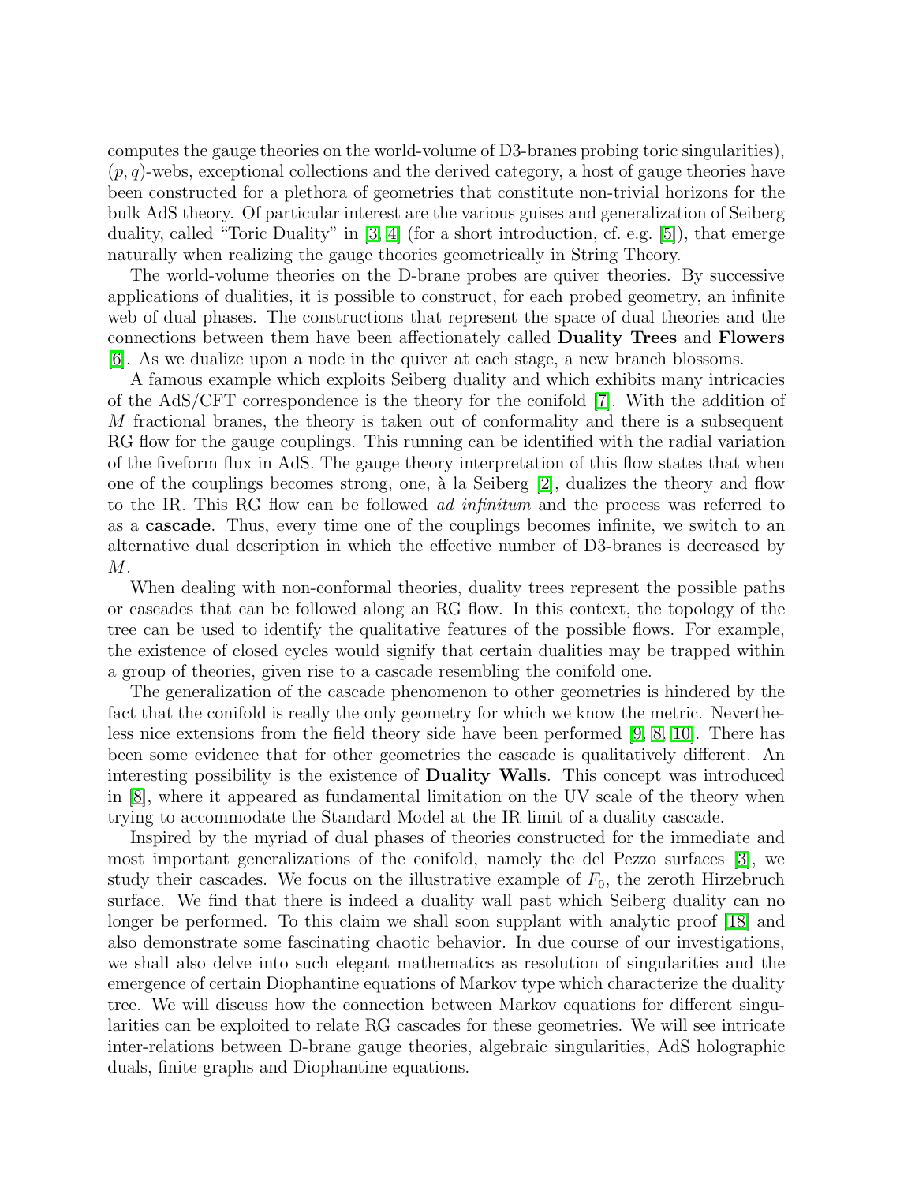computes the gauge theories on the world-volume of D3-branes probing toric singularities), $(p, q)$-webs, exceptional collections and the derived category, a host of gauge theories have been constructed for a plethora of geometries that constitute non-trivial horizons for the bulk AdS theory. Of particular interest are the various guises and generalization of Seiberg duality, called "Toric Duality" in [3, 4] (for a short introduction, cf. e.g. [5]), that emerge naturally when realizing the gauge theories geometrically in String Theory.

The world-volume theories on the D-brane probes are quiver theories. By successive applications of dualities, it is possible to construct, for each probed geometry, an infinite web of dual phases. The constructions that represent the space of dual theories and the connections between them have been affectionately called **Duality Trees** and **Flowers** [6]. As we dualize upon a node in the quiver at each stage, a new branch blossoms.

A famous example which exploits Seiberg duality and which exhibits many intricacies of the AdS/CFT correspondence is the theory for the conifold [7]. With the addition of $M$ fractional branes, the theory is taken out of conformality and there is a subsequent RG flow for the gauge couplings. This running can be identified with the radial variation of the fiveform flux in AdS. The gauge theory interpretation of this flow states that when one of the couplings becomes strong, one, à la Seiberg [2], dualizes the theory and flow to the IR. This RG flow can be followed *ad infinitum* and the process was referred to as a **cascade**. Thus, every time one of the couplings becomes infinite, we switch to an alternative dual description in which the effective number of D3-branes is decreased by $M$.

When dealing with non-conformal theories, duality trees represent the possible paths or cascades that can be followed along an RG flow. In this context, the topology of the tree can be used to identify the qualitative features of the possible flows. For example, the existence of closed cycles would signify that certain dualities may be trapped within a group of theories, given rise to a cascade resembling the conifold one.

The generalization of the cascade phenomenon to other geometries is hindered by the fact that the conifold is really the only geometry for which we know the metric. Nevertheless nice extensions from the field theory side have been performed [9, 8, 10]. There has been some evidence that for other geometries the cascade is qualitatively different. An interesting possibility is the existence of **Duality Walls**. This concept was introduced in [8], where it appeared as fundamental limitation on the UV scale of the theory when trying to accommodate the Standard Model at the IR limit of a duality cascade.

Inspired by the myriad of dual phases of theories constructed for the immediate and most important generalizations of the conifold, namely the del Pezzo surfaces [3], we study their cascades. We focus on the illustrative example of $F_0$, the zeroth Hirzebruch surface. We find that there is indeed a duality wall past which Seiberg duality can no longer be performed. To this claim we shall soon supplant with analytic proof [18] and also demonstrate some fascinating chaotic behavior. In due course of our investigations, we shall also delve into such elegant mathematics as resolution of singularities and the emergence of certain Diophantine equations of Markov type which characterize the duality tree. We will discuss how the connection between Markov equations for different singularities can be exploited to relate RG cascades for these geometries. We will see intricate inter-relations between D-brane gauge theories, algebraic singularities, AdS holographic duals, finite graphs and Diophantine equations.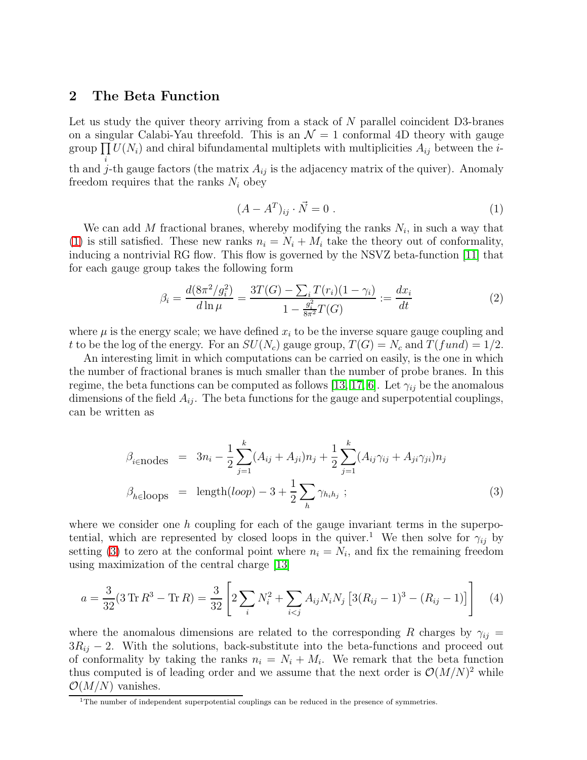## 2 The Beta Function

Let us study the quiver theory arriving from a stack of $N$ parallel coincident D3-branes on a singular Calabi-Yau threefold. This is an $\mathcal{N} = 1$ conformal 4D theory with gauge group $\prod_i U(N_i)$ and chiral bifundamental multiplets with multiplicities $A_{ij}$ between the $i$-th and $j$-th gauge factors (the matrix $A_{ij}$ is the adjacency matrix of the quiver). Anomaly freedom requires that the ranks $N_i$ obey

$$(A - A^T)_{ij} \cdot \vec{N} = 0 \ . \tag{1}$$

We can add $M$ fractional branes, whereby modifying the ranks $N_i$, in such a way that (1) is still satisfied. These new ranks $n_i = N_i + M_i$ take the theory out of conformality, inducing a nontrivial RG flow. This flow is governed by the NSVZ beta-function [11] that for each gauge group takes the following form

$$\beta_i = \frac{d(8\pi^2/g_i^2)}{d\ln\mu} = \frac{3T(G) - \sum_i T(r_i)(1-\gamma_i)}{1 - \frac{g_i^2}{8\pi^2}T(G)} := \frac{dx_i}{dt} \tag{2}$$

where $\mu$ is the energy scale; we have defined $x_i$ to be the inverse square gauge coupling and $t$ to be the log of the energy. For an $SU(N_c)$ gauge group, $T(G) = N_c$ and $T(fund) = 1/2$.

An interesting limit in which computations can be carried on easily, is the one in which the number of fractional branes is much smaller than the number of probe branes. In this regime, the beta functions can be computed as follows [13, 17, 6]. Let $\gamma_{ij}$ be the anomalous dimensions of the field $A_{ij}$. The beta functions for the gauge and superpotential couplings, can be written as

$$\begin{aligned}
\beta_{i\in\text{nodes}} &= 3n_i - \frac{1}{2}\sum_{j=1}^{k}(A_{ij}+A_{ji})n_j + \frac{1}{2}\sum_{j=1}^{k}(A_{ij}\gamma_{ij}+A_{ji}\gamma_{ji})n_j \\
\beta_{h\in\text{loops}} &= \text{length}(loop) - 3 + \frac{1}{2}\sum_h \gamma_{h_i h_j} \ ;
\end{aligned} \tag{3}$$

where we consider one $h$ coupling for each of the gauge invariant terms in the superpotential, which are represented by closed loops in the quiver.[1] We then solve for $\gamma_{ij}$ by setting (3) to zero at the conformal point where $n_i = N_i$, and fix the remaining freedom using maximization of the central charge [13]

$$a = \frac{3}{32}(3\,\text{Tr}\,R^3 - \text{Tr}\,R) = \frac{3}{32}\left[2\sum_i N_i^2 + \sum_{i<j} A_{ij}N_iN_j\left[3(R_{ij}-1)^3 - (R_{ij}-1)\right]\right] \tag{4}$$

where the anomalous dimensions are related to the corresponding $R$ charges by $\gamma_{ij} = 3R_{ij} - 2$. With the solutions, back-substitute into the beta-functions and proceed out of conformality by taking the ranks $n_i = N_i + M_i$. We remark that the beta function thus computed is of leading order and we assume that the next order is $\mathcal{O}(M/N)^2$ while $\mathcal{O}(M/N)$ vanishes.

[1] The number of independent superpotential couplings can be reduced in the presence of symmetries.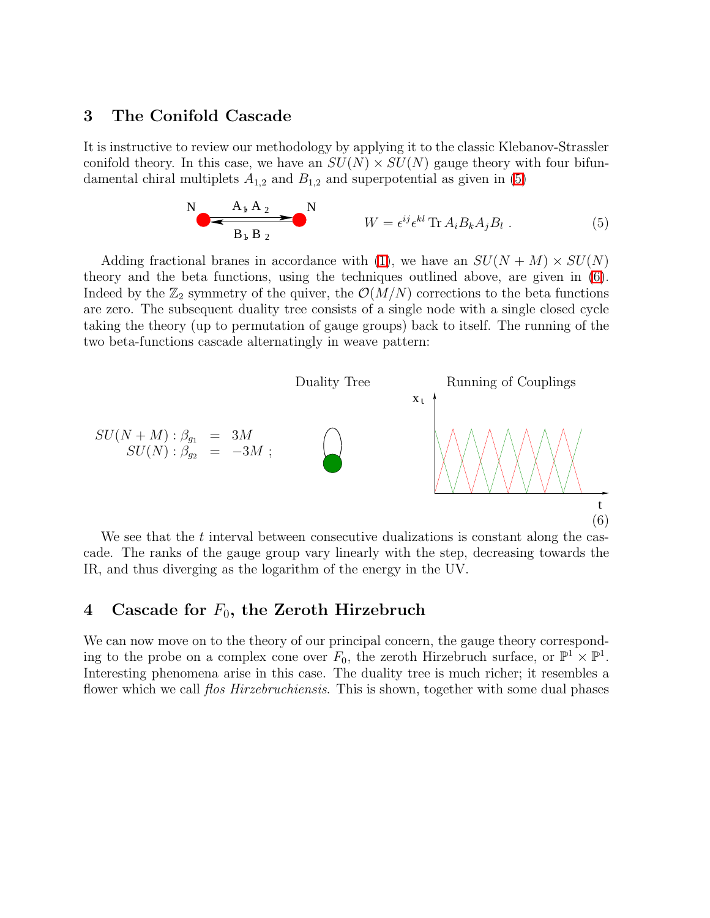## 3 The Conifold Cascade

It is instructive to review our methodology by applying it to the classic Klebanov-Strassler conifold theory. In this case, we have an $SU(N) \times SU(N)$ gauge theory with four bifundamental chiral multiplets $A_{1,2}$ and $B_{1,2}$ and superpotential as given in (5)

$$W = \epsilon^{ij}\epsilon^{kl} \operatorname{Tr} A_i B_k A_j B_l \ . \tag{5}$$

Adding fractional branes in accordance with (1), we have an $SU(N+M) \times SU(N)$ theory and the beta functions, using the techniques outlined above, are given in (6). Indeed by the $\mathbb{Z}_2$ symmetry of the quiver, the $\mathcal{O}(M/N)$ corrections to the beta functions are zero. The subsequent duality tree consists of a single node with a single closed cycle taking the theory (up to permutation of gauge groups) back to itself. The running of the two beta-functions cascade alternatingly in weave pattern:

Duality Tree — Running of Couplings

$$\begin{aligned} SU(N+M) : \beta_{g_1} &= 3M \\ SU(N) : \beta_{g_2} &= -3M \ ; \end{aligned} \tag{6}$$

We see that the $t$ interval between consecutive dualizations is constant along the cascade. The ranks of the gauge group vary linearly with the step, decreasing towards the IR, and thus diverging as the logarithm of the energy in the UV.

## 4 Cascade for $F_0$, the Zeroth Hirzebruch

We can now move on to the theory of our principal concern, the gauge theory corresponding to the probe on a complex cone over $F_0$, the zeroth Hirzebruch surface, or $\mathbb{P}^1 \times \mathbb{P}^1$. Interesting phenomena arise in this case. The duality tree is much richer; it resembles a flower which we call *flos Hirzebruchiensis*. This is shown, together with some dual phases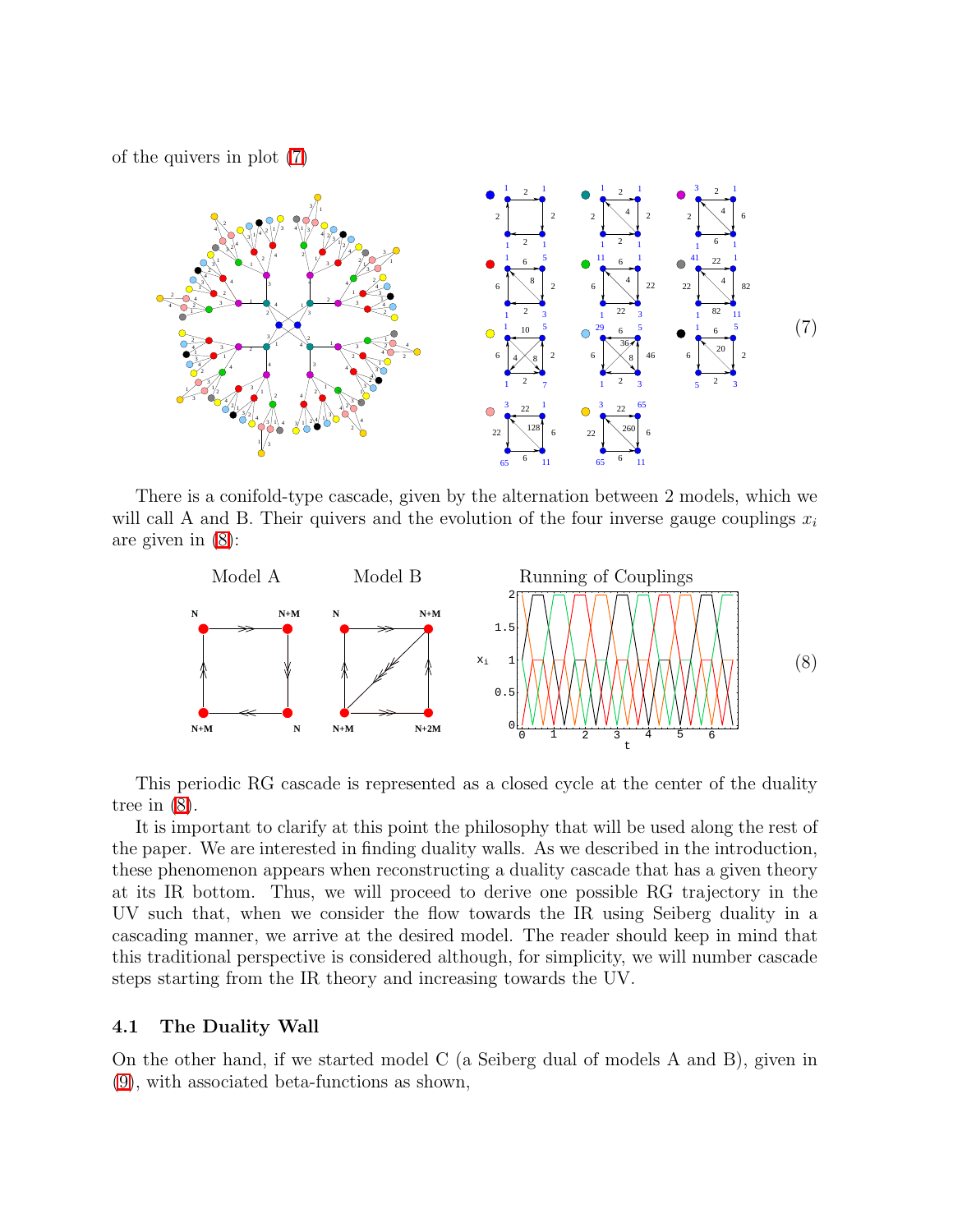of the quivers in plot (7)

(7)

There is a conifold-type cascade, given by the alternation between 2 models, which we will call A and B. Their quivers and the evolution of the four inverse gauge couplings $x_i$ are given in (8):

(8)

This periodic RG cascade is represented as a closed cycle at the center of the duality tree in (8).

It is important to clarify at this point the philosophy that will be used along the rest of the paper. We are interested in finding duality walls. As we described in the introduction, these phenomenon appears when reconstructing a duality cascade that has a given theory at its IR bottom. Thus, we will proceed to derive one possible RG trajectory in the UV such that, when we consider the flow towards the IR using Seiberg duality in a cascading manner, we arrive at the desired model. The reader should keep in mind that this traditional perspective is considered although, for simplicity, we will number cascade steps starting from the IR theory and increasing towards the UV.

### 4.1 The Duality Wall

On the other hand, if we started model C (a Seiberg dual of models A and B), given in (9), with associated beta-functions as shown,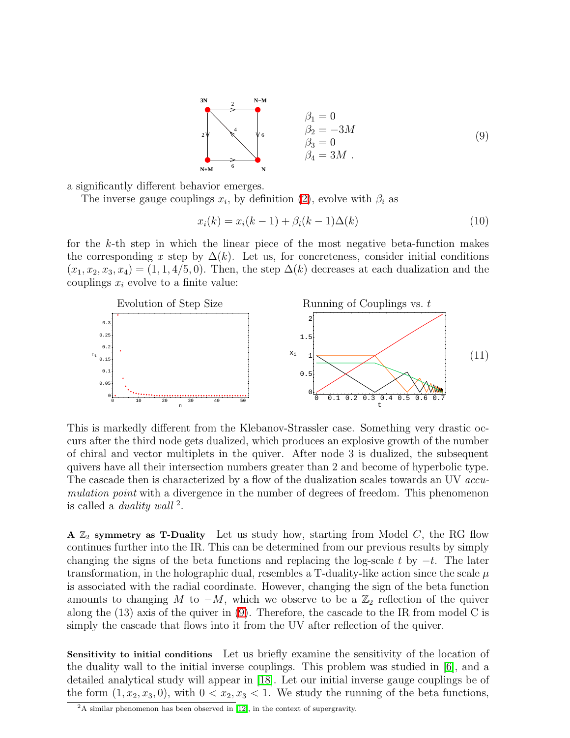$$\beta_1 = 0 \quad \beta_2 = -3M \quad \beta_3 = 0 \quad \beta_4 = 3M\ . \tag{9}$$

a significantly different behavior emerges.

The inverse gauge couplings $x_i$, by definition (2), evolve with $\beta_i$ as

$$x_i(k) = x_i(k-1) + \beta_i(k-1)\Delta(k) \tag{10}$$

for the $k$-th step in which the linear piece of the most negative beta-function makes the corresponding $x$ step by $\Delta(k)$. Let us, for concreteness, consider initial conditions $(x_1, x_2, x_3, x_4) = (1, 1, 4/5, 0)$. Then, the step $\Delta(k)$ decreases at each dualization and the couplings $x_i$ evolve to a finite value:

Evolution of Step Size — Running of Couplings vs. $t$ (11)

This is markedly different from the Klebanov-Strassler case. Something very drastic occurs after the third node gets dualized, which produces an explosive growth of the number of chiral and vector multiplets in the quiver. After node 3 is dualized, the subsequent quivers have all their intersection numbers greater than 2 and become of hyperbolic type. The cascade then is characterized by a flow of the dualization scales towards an UV *accumulation point* with a divergence in the number of degrees of freedom. This phenomenon is called a *duality wall* [2].

**A $\mathbb{Z}_2$ symmetry as T-Duality** Let us study how, starting from Model $C$, the RG flow continues further into the IR. This can be determined from our previous results by simply changing the signs of the beta functions and replacing the log-scale $t$ by $-t$. The later transformation, in the holographic dual, resembles a T-duality-like action since the scale $\mu$ is associated with the radial coordinate. However, changing the sign of the beta function amounts to changing $M$ to $-M$, which we observe to be a $\mathbb{Z}_2$ reflection of the quiver along the (13) axis of the quiver in (9). Therefore, the cascade to the IR from model C is simply the cascade that flows into it from the UV after reflection of the quiver.

**Sensitivity to initial conditions** Let us briefly examine the sensitivity of the location of the duality wall to the initial inverse couplings. This problem was studied in [6], and a detailed analytical study will appear in [18]. Let our initial inverse gauge couplings be of the form $(1, x_2, x_3, 0)$, with $0 < x_2, x_3 < 1$. We study the running of the beta functions,

[2] A similar phenomenon has been observed in [12], in the context of supergravity.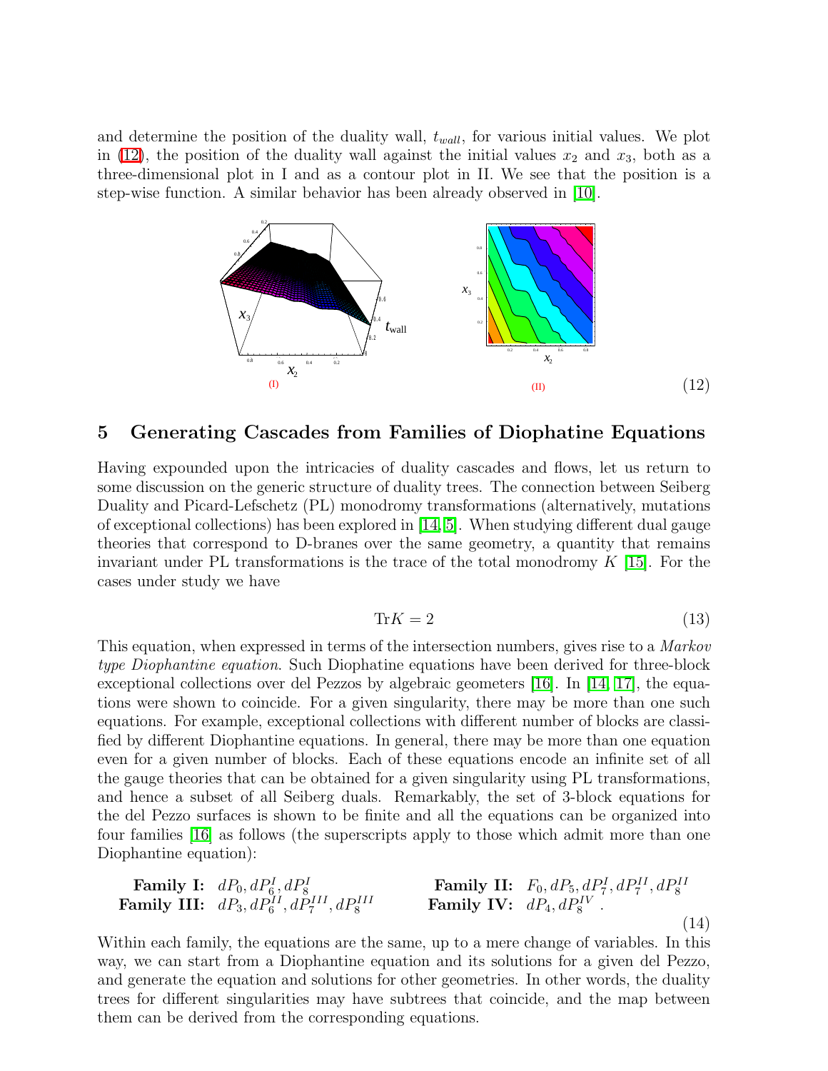and determine the position of the duality wall, $t_{wall}$, for various initial values. We plot in (12), the position of the duality wall against the initial values $x_2$ and $x_3$, both as a three-dimensional plot in I and as a contour plot in II. We see that the position is a step-wise function. A similar behavior has been already observed in [10].

(I) (II) (12)

## 5 Generating Cascades from Families of Diophatine Equations

Having expounded upon the intricacies of duality cascades and flows, let us return to some discussion on the generic structure of duality trees. The connection between Seiberg Duality and Picard-Lefschetz (PL) monodromy transformations (alternatively, mutations of exceptional collections) has been explored in [14, 5]. When studying different dual gauge theories that correspond to D-branes over the same geometry, a quantity that remains invariant under PL transformations is the trace of the total monodromy $K$ [15]. For the cases under study we have

$$\mathrm{Tr}K = 2 \tag{13}$$

This equation, when expressed in terms of the intersection numbers, gives rise to a *Markov type Diophantine equation*. Such Diophantine equations have been derived for three-block exceptional collections over del Pezzos by algebraic geometers [16]. In [14, 17], the equations were shown to coincide. For a given singularity, there may be more than one such equations. For example, exceptional collections with different number of blocks are classified by different Diophantine equations. In general, there may be more than one equation even for a given number of blocks. Each of these equations encode an infinite set of all the gauge theories that can be obtained for a given singularity using PL transformations, and hence a subset of all Seiberg duals. Remarkably, the set of 3-block equations for the del Pezzo surfaces is shown to be finite and all the equations can be organized into four families [16] as follows (the superscripts apply to those which admit more than one Diophantine equation):

$$\begin{array}{llll}
\textbf{Family I:} & dP_0, dP_6^I, dP_8^I & \textbf{Family II:} & F_0, dP_5, dP_7^I, dP_7^{II}, dP_8^{II} \\
\textbf{Family III:} & dP_3, dP_6^{II}, dP_7^{III}, dP_8^{III} & \textbf{Family IV:} & dP_4, dP_8^{IV}\ .
\end{array} \tag{14}$$

Within each family, the equations are the same, up to a mere change of variables. In this way, we can start from a Diophantine equation and its solutions for a given del Pezzo, and generate the equation and solutions for other geometries. In other words, the duality trees for different singularities may have subtrees that coincide, and the map between them can be derived from the corresponding equations.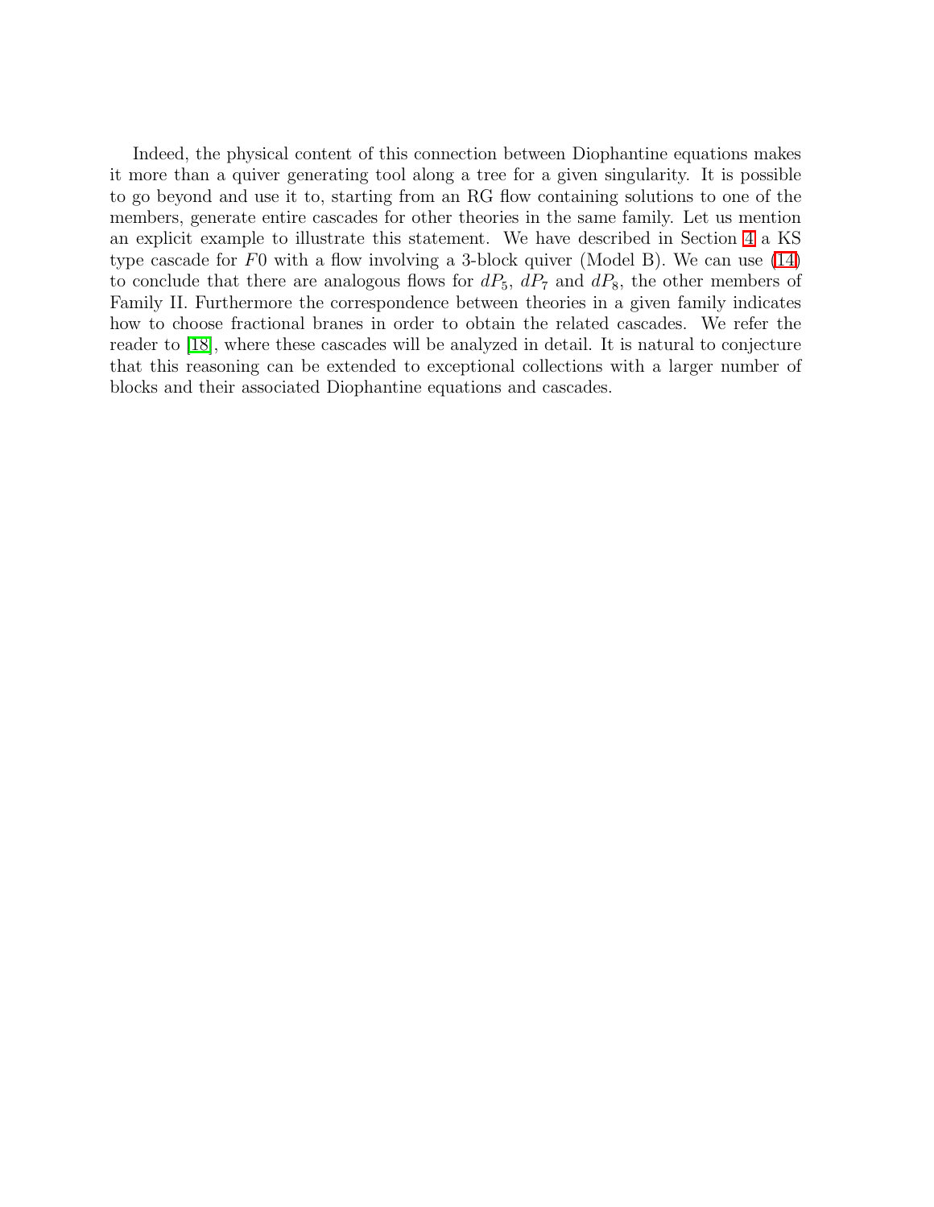Indeed, the physical content of this connection between Diophantine equations makes it more than a quiver generating tool along a tree for a given singularity. It is possible to go beyond and use it to, starting from an RG flow containing solutions to one of the members, generate entire cascades for other theories in the same family. Let us mention an explicit example to illustrate this statement. We have described in Section 4 a KS type cascade for $F0$ with a flow involving a 3-block quiver (Model B). We can use (14) to conclude that there are analogous flows for $dP_5$, $dP_7$ and $dP_8$, the other members of Family II. Furthermore the correspondence between theories in a given family indicates how to choose fractional branes in order to obtain the related cascades. We refer the reader to [18], where these cascades will be analyzed in detail. It is natural to conjecture that this reasoning can be extended to exceptional collections with a larger number of blocks and their associated Diophantine equations and cascades.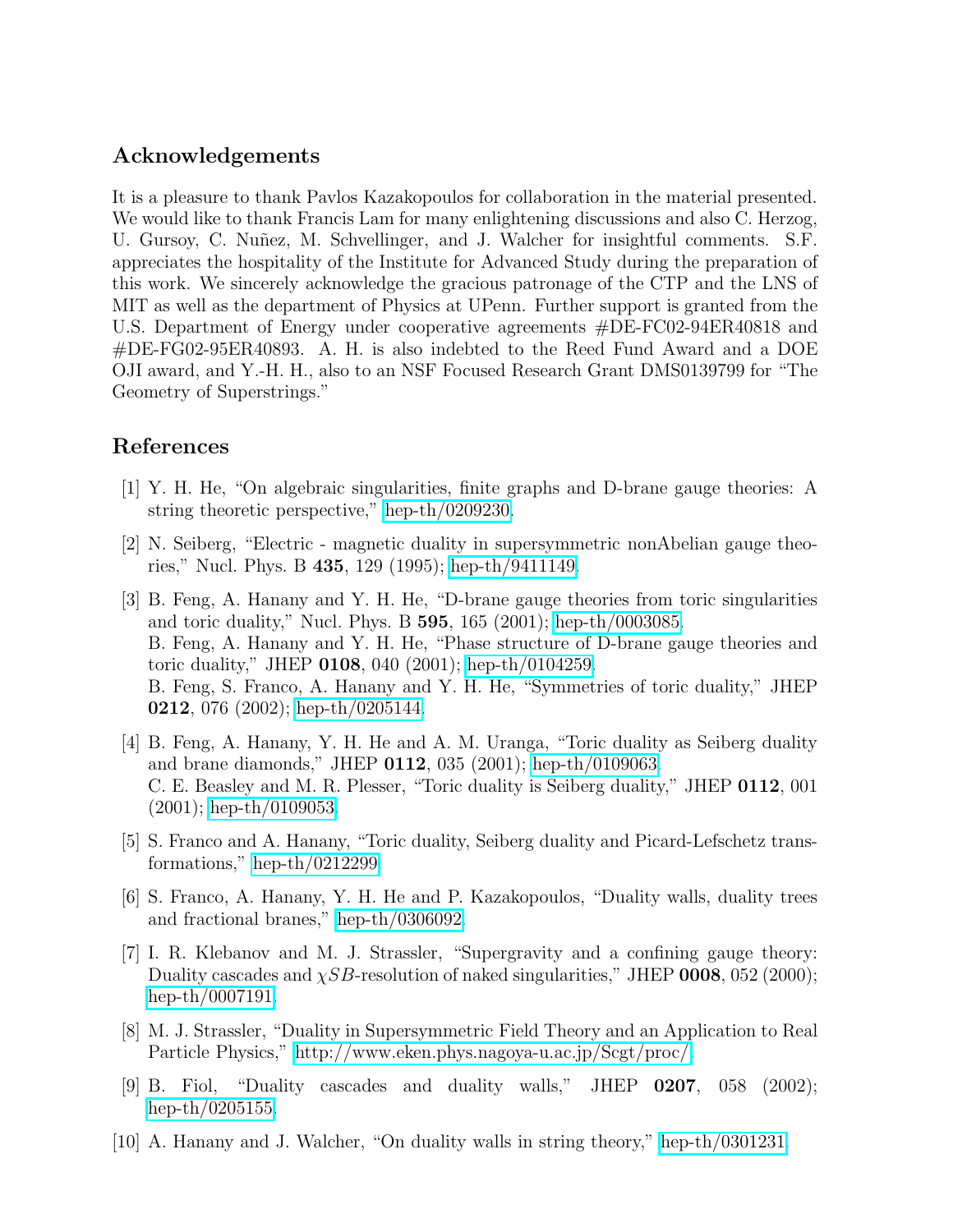## Acknowledgements

It is a pleasure to thank Pavlos Kazakopoulos for collaboration in the material presented. We would like to thank Francis Lam for many enlightening discussions and also C. Herzog, U. Gursoy, C. Nuñez, M. Schvellinger, and J. Walcher for insightful comments. S.F. appreciates the hospitality of the Institute for Advanced Study during the preparation of this work. We sincerely acknowledge the gracious patronage of the CTP and the LNS of MIT as well as the department of Physics at UPenn. Further support is granted from the U.S. Department of Energy under cooperative agreements #DE-FC02-94ER40818 and #DE-FG02-95ER40893. A. H. is also indebted to the Reed Fund Award and a DOE OJI award, and Y.-H. H., also to an NSF Focused Research Grant DMS0139799 for "The Geometry of Superstrings."

## References

[1] Y. H. He, "On algebraic singularities, finite graphs and D-brane gauge theories: A string theoretic perspective," hep-th/0209230.

[2] N. Seiberg, "Electric - magnetic duality in supersymmetric nonAbelian gauge theories," Nucl. Phys. B **435**, 129 (1995); hep-th/9411149.

[3] B. Feng, A. Hanany and Y. H. He, "D-brane gauge theories from toric singularities and toric duality," Nucl. Phys. B **595**, 165 (2001); hep-th/0003085.
B. Feng, A. Hanany and Y. H. He, "Phase structure of D-brane gauge theories and toric duality," JHEP **0108**, 040 (2001); hep-th/0104259.
B. Feng, S. Franco, A. Hanany and Y. H. He, "Symmetries of toric duality," JHEP **0212**, 076 (2002); hep-th/0205144.

[4] B. Feng, A. Hanany, Y. H. He and A. M. Uranga, "Toric duality as Seiberg duality and brane diamonds," JHEP **0112**, 035 (2001); hep-th/0109063.
C. E. Beasley and M. R. Plesser, "Toric duality is Seiberg duality," JHEP **0112**, 001 (2001); hep-th/0109053.

[5] S. Franco and A. Hanany, "Toric duality, Seiberg duality and Picard-Lefschetz transformations," hep-th/0212299.

[6] S. Franco, A. Hanany, Y. H. He and P. Kazakopoulos, "Duality walls, duality trees and fractional branes," hep-th/0306092.

[7] I. R. Klebanov and M. J. Strassler, "Supergravity and a confining gauge theory: Duality cascades and $\chi SB$-resolution of naked singularities," JHEP **0008**, 052 (2000); hep-th/0007191.

[8] M. J. Strassler, "Duality in Supersymmetric Field Theory and an Application to Real Particle Physics," http://www.eken.phys.nagoya-u.ac.jp/Scgt/proc/.

[9] B. Fiol, "Duality cascades and duality walls," JHEP **0207**, 058 (2002); hep-th/0205155.

[10] A. Hanany and J. Walcher, "On duality walls in string theory," hep-th/0301231.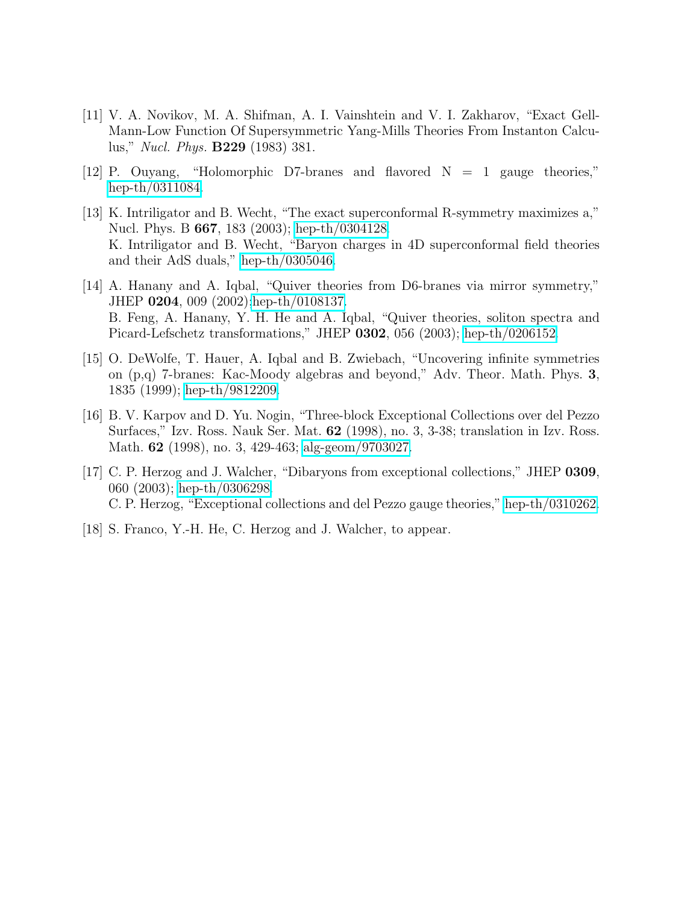[11] V. A. Novikov, M. A. Shifman, A. I. Vainshtein and V. I. Zakharov, "Exact Gell-Mann-Low Function Of Supersymmetric Yang-Mills Theories From Instanton Calculus," *Nucl. Phys.* **B229** (1983) 381.

[12] P. Ouyang, "Holomorphic D7-branes and flavored N = 1 gauge theories," hep-th/0311084.

[13] K. Intriligator and B. Wecht, "The exact superconformal R-symmetry maximizes a," Nucl. Phys. B **667**, 183 (2003); hep-th/0304128.
K. Intriligator and B. Wecht, "Baryon charges in 4D superconformal field theories and their AdS duals," hep-th/0305046.

[14] A. Hanany and A. Iqbal, "Quiver theories from D6-branes via mirror symmetry," JHEP **0204**, 009 (2002);hep-th/0108137.
B. Feng, A. Hanany, Y. H. He and A. Iqbal, "Quiver theories, soliton spectra and Picard-Lefschetz transformations," JHEP **0302**, 056 (2003); hep-th/0206152.

[15] O. DeWolfe, T. Hauer, A. Iqbal and B. Zwiebach, "Uncovering infinite symmetries on (p,q) 7-branes: Kac-Moody algebras and beyond," Adv. Theor. Math. Phys. **3**, 1835 (1999); hep-th/9812209.

[16] B. V. Karpov and D. Yu. Nogin, "Three-block Exceptional Collections over del Pezzo Surfaces," Izv. Ross. Nauk Ser. Mat. **62** (1998), no. 3, 3-38; translation in Izv. Ross. Math. **62** (1998), no. 3, 429-463; alg-geom/9703027.

[17] C. P. Herzog and J. Walcher, "Dibaryons from exceptional collections," JHEP **0309**, 060 (2003); hep-th/0306298.
C. P. Herzog, "Exceptional collections and del Pezzo gauge theories," hep-th/0310262.

[18] S. Franco, Y.-H. He, C. Herzog and J. Walcher, to appear.